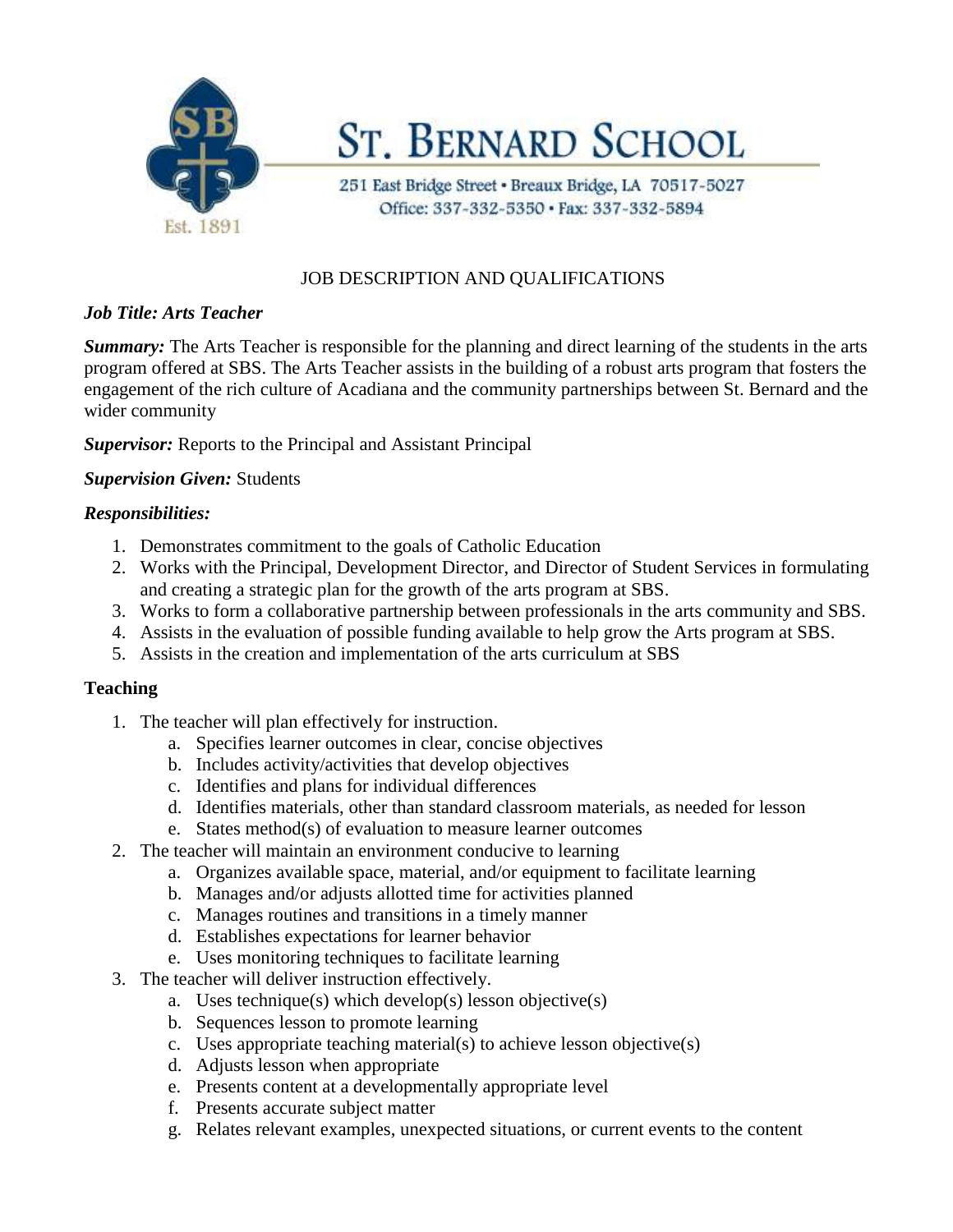# ST. BERNARD SCHOOL

251 East Bridge Street • Breaux Bridge, LA 70517-5027
Office: 337-332-5350 • Fax: 337-332-5894

Est. 1891

## JOB DESCRIPTION AND QUALIFICATIONS

***Job Title: Arts Teacher***

***Summary:*** The Arts Teacher is responsible for the planning and direct learning of the students in the arts program offered at SBS. The Arts Teacher assists in the building of a robust arts program that fosters the engagement of the rich culture of Acadiana and the community partnerships between St. Bernard and the wider community

***Supervisor:*** Reports to the Principal and Assistant Principal

***Supervision Given:*** Students

***Responsibilities:***

1. Demonstrates commitment to the goals of Catholic Education
2. Works with the Principal, Development Director, and Director of Student Services in formulating and creating a strategic plan for the growth of the arts program at SBS.
3. Works to form a collaborative partnership between professionals in the arts community and SBS.
4. Assists in the evaluation of possible funding available to help grow the Arts program at SBS.
5. Assists in the creation and implementation of the arts curriculum at SBS

**Teaching**

1. The teacher will plan effectively for instruction.
   a. Specifies learner outcomes in clear, concise objectives
   b. Includes activity/activities that develop objectives
   c. Identifies and plans for individual differences
   d. Identifies materials, other than standard classroom materials, as needed for lesson
   e. States method(s) of evaluation to measure learner outcomes
2. The teacher will maintain an environment conducive to learning
   a. Organizes available space, material, and/or equipment to facilitate learning
   b. Manages and/or adjusts allotted time for activities planned
   c. Manages routines and transitions in a timely manner
   d. Establishes expectations for learner behavior
   e. Uses monitoring techniques to facilitate learning
3. The teacher will deliver instruction effectively.
   a. Uses technique(s) which develop(s) lesson objective(s)
   b. Sequences lesson to promote learning
   c. Uses appropriate teaching material(s) to achieve lesson objective(s)
   d. Adjusts lesson when appropriate
   e. Presents content at a developmentally appropriate level
   f. Presents accurate subject matter
   g. Relates relevant examples, unexpected situations, or current events to the content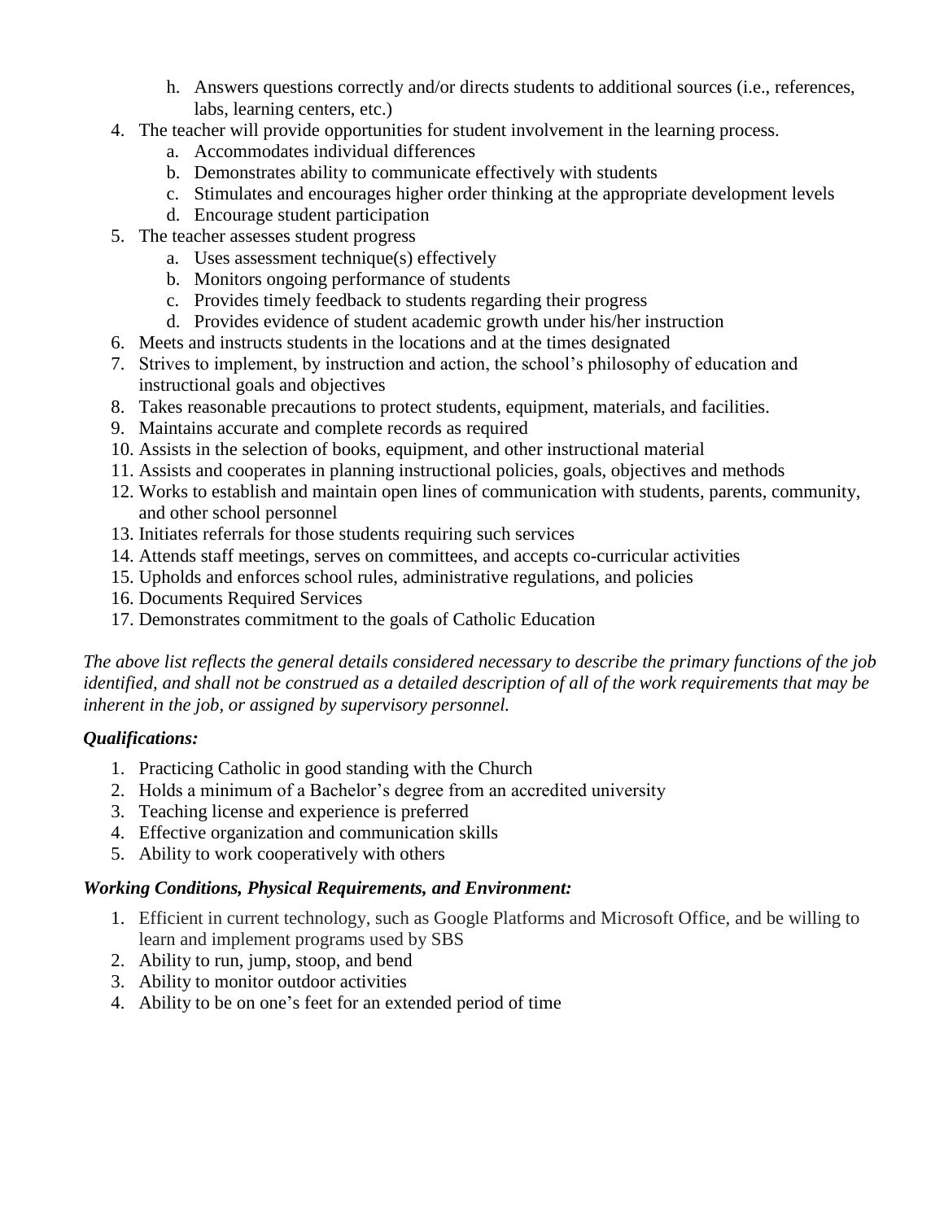h. Answers questions correctly and/or directs students to additional sources (i.e., references, labs, learning centers, etc.)

4. The teacher will provide opportunities for student involvement in the learning process.
   a. Accommodates individual differences
   b. Demonstrates ability to communicate effectively with students
   c. Stimulates and encourages higher order thinking at the appropriate development levels
   d. Encourage student participation
5. The teacher assesses student progress
   a. Uses assessment technique(s) effectively
   b. Monitors ongoing performance of students
   c. Provides timely feedback to students regarding their progress
   d. Provides evidence of student academic growth under his/her instruction
6. Meets and instructs students in the locations and at the times designated
7. Strives to implement, by instruction and action, the school's philosophy of education and instructional goals and objectives
8. Takes reasonable precautions to protect students, equipment, materials, and facilities.
9. Maintains accurate and complete records as required
10. Assists in the selection of books, equipment, and other instructional material
11. Assists and cooperates in planning instructional policies, goals, objectives and methods
12. Works to establish and maintain open lines of communication with students, parents, community, and other school personnel
13. Initiates referrals for those students requiring such services
14. Attends staff meetings, serves on committees, and accepts co-curricular activities
15. Upholds and enforces school rules, administrative regulations, and policies
16. Documents Required Services
17. Demonstrates commitment to the goals of Catholic Education

*The above list reflects the general details considered necessary to describe the primary functions of the job identified, and shall not be construed as a detailed description of all of the work requirements that may be inherent in the job, or assigned by supervisory personnel.*

### *Qualifications:*

1. Practicing Catholic in good standing with the Church
2. Holds a minimum of a Bachelor's degree from an accredited university
3. Teaching license and experience is preferred
4. Effective organization and communication skills
5. Ability to work cooperatively with others

### *Working Conditions, Physical Requirements, and Environment:*

1. Efficient in current technology, such as Google Platforms and Microsoft Office, and be willing to learn and implement programs used by SBS
2. Ability to run, jump, stoop, and bend
3. Ability to monitor outdoor activities
4. Ability to be on one's feet for an extended period of time